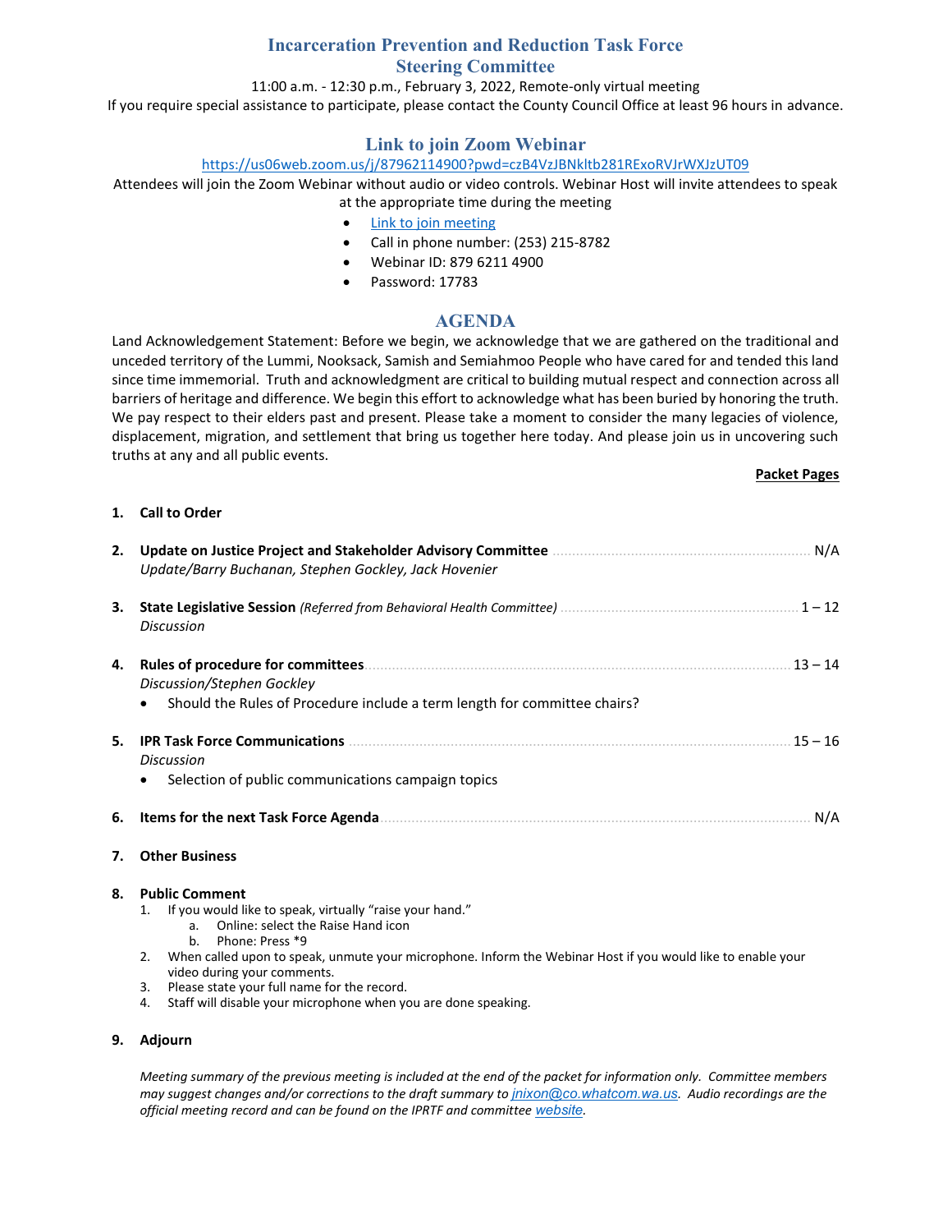# Incarceration Prevention and Reduction Task Force
## Steering Committee

11:00 a.m. - 12:30 p.m., February 3, 2022, Remote-only virtual meeting

If you require special assistance to participate, please contact the County Council Office at least 96 hours in advance.

## Link to join Zoom Webinar

https://us06web.zoom.us/j/87962114900?pwd=czB4VzJBNkltb281RExoRVJrWXJzUT09

Attendees will join the Zoom Webinar without audio or video controls. Webinar Host will invite attendees to speak at the appropriate time during the meeting

- Link to join meeting
- Call in phone number: (253) 215-8782
- Webinar ID: 879 6211 4900
- Password: 17783

## AGENDA

Land Acknowledgement Statement: Before we begin, we acknowledge that we are gathered on the traditional and unceded territory of the Lummi, Nooksack, Samish and Semiahmoo People who have cared for and tended this land since time immemorial. Truth and acknowledgment are critical to building mutual respect and connection across all barriers of heritage and difference. We begin this effort to acknowledge what has been buried by honoring the truth. We pay respect to their elders past and present. Please take a moment to consider the many legacies of violence, displacement, migration, and settlement that bring us together here today. And please join us in uncovering such truths at any and all public events.

| | | Packet Pages |
|---|---|---|
| 1. | **Call to Order** | |
| 2. | **Update on Justice Project and Stakeholder Advisory Committee**<br>*Update/Barry Buchanan, Stephen Gockley, Jack Hovenier* | N/A |
| 3. | **State Legislative Session** *(Referred from Behavioral Health Committee)*<br>*Discussion* | 1 – 12 |
| 4. | **Rules of procedure for committees**<br>*Discussion/Stephen Gockley*<br>• Should the Rules of Procedure include a term length for committee chairs? | 13 – 14 |
| 5. | **IPR Task Force Communications**<br>*Discussion*<br>• Selection of public communications campaign topics | 15 – 16 |
| 6. | **Items for the next Task Force Agenda** | N/A |
| 7. | **Other Business** | |

**8. Public Comment**

1. If you would like to speak, virtually "raise your hand."
   a. Online: select the Raise Hand icon
   b. Phone: Press *9
2. When called upon to speak, unmute your microphone. Inform the Webinar Host if you would like to enable your video during your comments.
3. Please state your full name for the record.
4. Staff will disable your microphone when you are done speaking.

**9. Adjourn**

*Meeting summary of the previous meeting is included at the end of the packet for information only. Committee members may suggest changes and/or corrections to the draft summary to jnixon@co.whatcom.wa.us. Audio recordings are the official meeting record and can be found on the IPRTF and committee website.*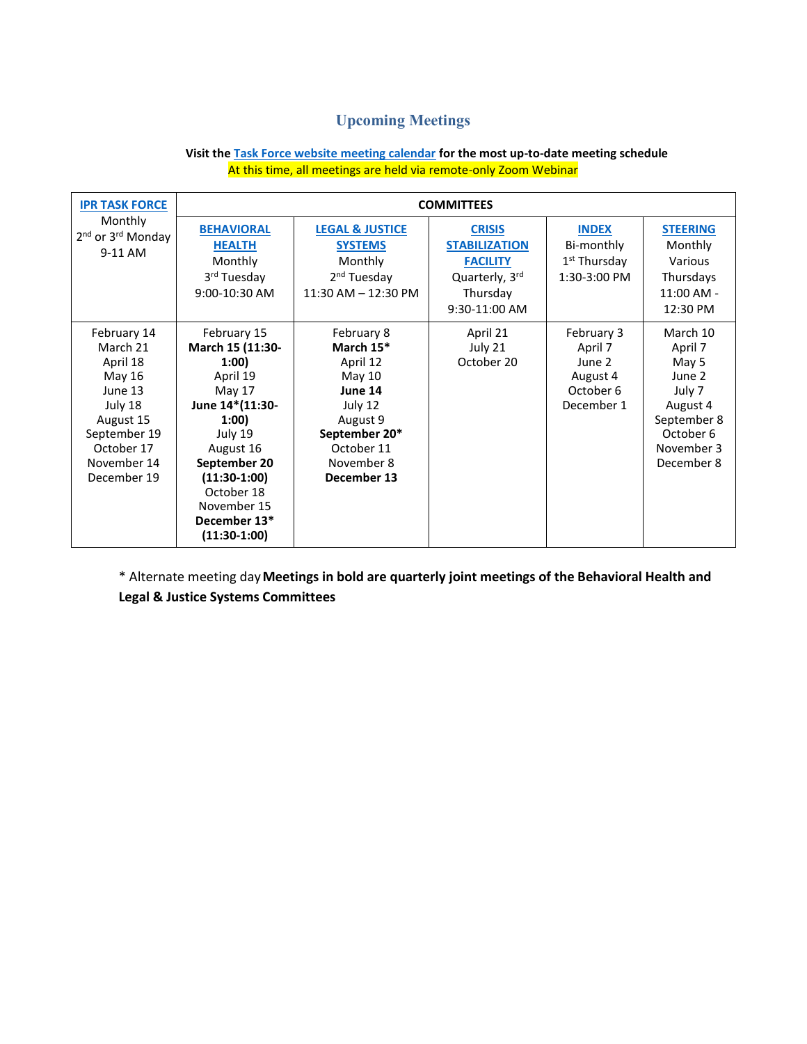## Upcoming Meetings

**Visit the Task Force website meeting calendar for the most up-to-date meeting schedule**

At this time, all meetings are held via remote-only Zoom Webinar

| **IPR TASK FORCE** | **COMMITTEES** | | | | |
|---|---|---|---|---|---|
| Monthly<br>2nd or 3rd Monday<br>9-11 AM | **BEHAVIORAL HEALTH**<br>Monthly<br>3rd Tuesday<br>9:00-10:30 AM | **LEGAL & JUSTICE SYSTEMS**<br>Monthly<br>2nd Tuesday<br>11:30 AM – 12:30 PM | **CRISIS STABILIZATION FACILITY**<br>Quarterly, 3rd Thursday<br>9:30-11:00 AM | **INDEX**<br>Bi-monthly<br>1st Thursday<br>1:30-3:00 PM | **STEERING**<br>Monthly<br>Various Thursdays<br>11:00 AM - 12:30 PM |
| February 14<br>March 21<br>April 18<br>May 16<br>June 13<br>July 18<br>August 15<br>September 19<br>October 17<br>November 14<br>December 19 | February 15<br>**March 15 (11:30-1:00)**<br>April 19<br>May 17<br>**June 14*(11:30-1:00)**<br>July 19<br>August 16<br>**September 20 (11:30-1:00)**<br>October 18<br>November 15<br>**December 13* (11:30-1:00)** | February 8<br>**March 15***<br>April 12<br>May 10<br>**June 14**<br>July 12<br>August 9<br>**September 20***<br>October 11<br>November 8<br>**December 13** | April 21<br>July 21<br>October 20 | February 3<br>April 7<br>June 2<br>August 4<br>October 6<br>December 1 | March 10<br>April 7<br>May 5<br>June 2<br>July 7<br>August 4<br>September 8<br>October 6<br>November 3<br>December 8 |

* Alternate meeting day **Meetings in bold are quarterly joint meetings of the Behavioral Health and Legal & Justice Systems Committees**